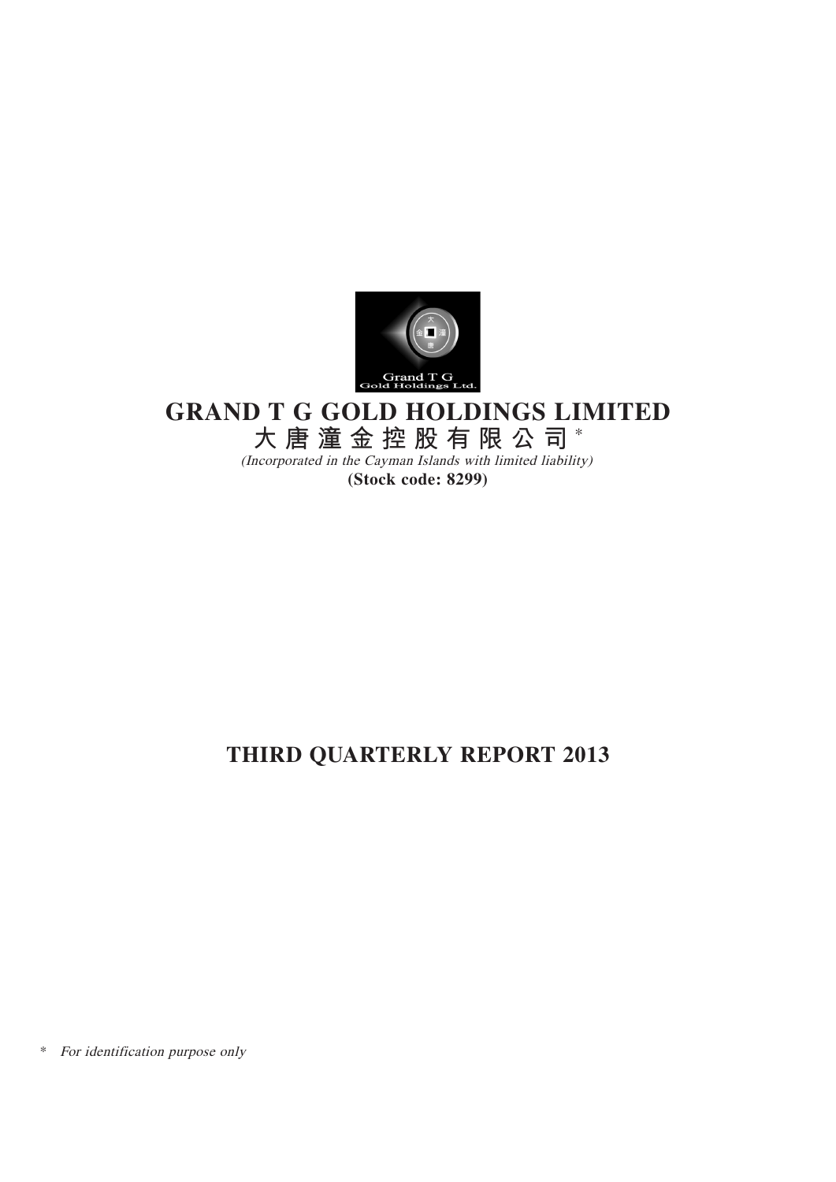# GRAND T G GOLD HOLDINGS LIMITED

# 大唐潼金控股有限公司*

*(Incorporated in the Cayman Islands with limited liability)*

**(Stock code: 8299)**

## THIRD QUARTERLY REPORT 2013

\* *For identification purpose only*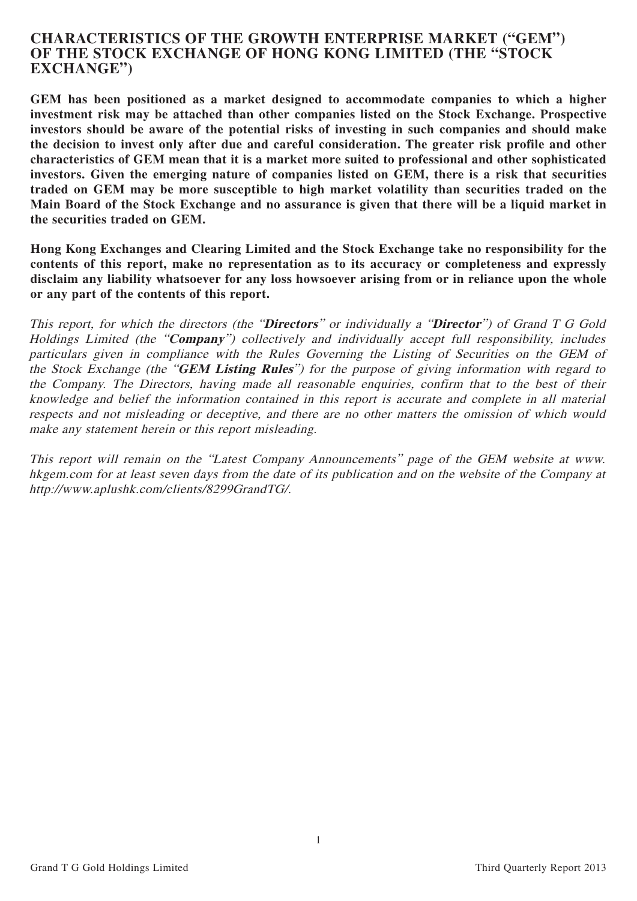# CHARACTERISTICS OF THE GROWTH ENTERPRISE MARKET ("GEM") OF THE STOCK EXCHANGE OF HONG KONG LIMITED (THE "STOCK EXCHANGE")

**GEM has been positioned as a market designed to accommodate companies to which a higher investment risk may be attached than other companies listed on the Stock Exchange. Prospective investors should be aware of the potential risks of investing in such companies and should make the decision to invest only after due and careful consideration. The greater risk profile and other characteristics of GEM mean that it is a market more suited to professional and other sophisticated investors. Given the emerging nature of companies listed on GEM, there is a risk that securities traded on GEM may be more susceptible to high market volatility than securities traded on the Main Board of the Stock Exchange and no assurance is given that there will be a liquid market in the securities traded on GEM.**

**Hong Kong Exchanges and Clearing Limited and the Stock Exchange take no responsibility for the contents of this report, make no representation as to its accuracy or completeness and expressly disclaim any liability whatsoever for any loss howsoever arising from or in reliance upon the whole or any part of the contents of this report.**

*This report, for which the directors (the "**Directors**" or individually a "**Director**") of Grand T G Gold Holdings Limited (the "**Company**") collectively and individually accept full responsibility, includes particulars given in compliance with the Rules Governing the Listing of Securities on the GEM of the Stock Exchange (the "**GEM Listing Rules**") for the purpose of giving information with regard to the Company. The Directors, having made all reasonable enquiries, confirm that to the best of their knowledge and belief the information contained in this report is accurate and complete in all material respects and not misleading or deceptive, and there are no other matters the omission of which would make any statement herein or this report misleading.*

*This report will remain on the "Latest Company Announcements" page of the GEM website at www.hkgem.com for at least seven days from the date of its publication and on the website of the Company at http://www.aplushk.com/clients/8299GrandTG/.*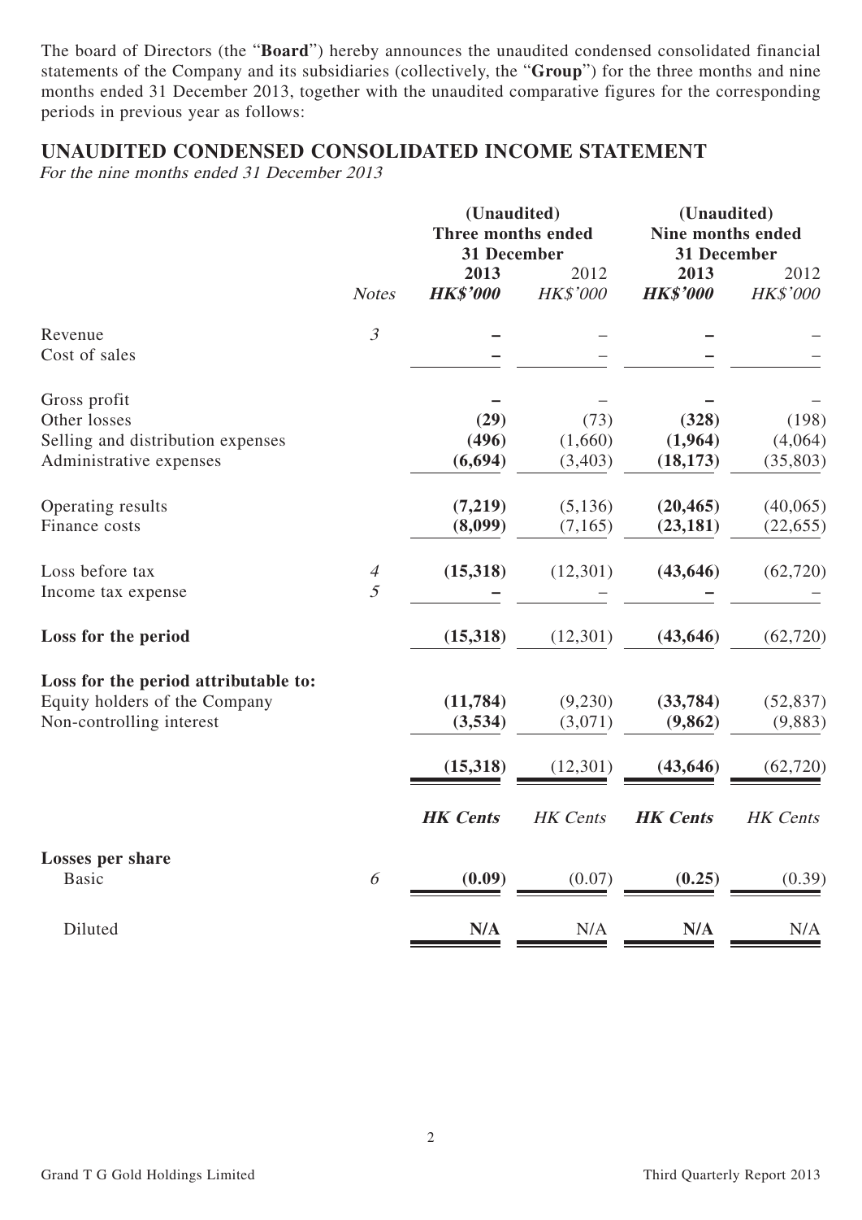The board of Directors (the "**Board**") hereby announces the unaudited condensed consolidated financial statements of the Company and its subsidiaries (collectively, the "**Group**") for the three months and nine months ended 31 December 2013, together with the unaudited comparative figures for the corresponding periods in previous year as follows:

## UNAUDITED CONDENSED CONSOLIDATED INCOME STATEMENT

*For the nine months ended 31 December 2013*

| | | (Unaudited) Three months ended 31 December | | (Unaudited) Nine months ended 31 December | |
|---|---|---|---|---|---|
| | *Notes* | **2013** | 2012 | **2013** | 2012 |
| | | ***HK$'000*** | *HK$'000* | ***HK$'000*** | *HK$'000* |
| Revenue | *3* | **–** | – | **–** | – |
| Cost of sales | | **–** | – | **–** | – |
| Gross profit | | **–** | – | **–** | – |
| Other losses | | **(29)** | (73) | **(328)** | (198) |
| Selling and distribution expenses | | **(496)** | (1,660) | **(1,964)** | (4,064) |
| Administrative expenses | | **(6,694)** | (3,403) | **(18,173)** | (35,803) |
| Operating results | | **(7,219)** | (5,136) | **(20,465)** | (40,065) |
| Finance costs | | **(8,099)** | (7,165) | **(23,181)** | (22,655) |
| Loss before tax | *4* | **(15,318)** | (12,301) | **(43,646)** | (62,720) |
| Income tax expense | *5* | **–** | – | **–** | – |
| **Loss for the period** | | **(15,318)** | (12,301) | **(43,646)** | (62,720) |
| **Loss for the period attributable to:** | | | | | |
| Equity holders of the Company | | **(11,784)** | (9,230) | **(33,784)** | (52,837) |
| Non-controlling interest | | **(3,534)** | (3,071) | **(9,862)** | (9,883) |
| | | **(15,318)** | (12,301) | **(43,646)** | (62,720) |
| | | ***HK Cents*** | *HK Cents* | ***HK Cents*** | *HK Cents* |
| **Losses per share** | | | | | |
| Basic | *6* | **(0.09)** | (0.07) | **(0.25)** | (0.39) |
| Diluted | | **N/A** | N/A | **N/A** | N/A |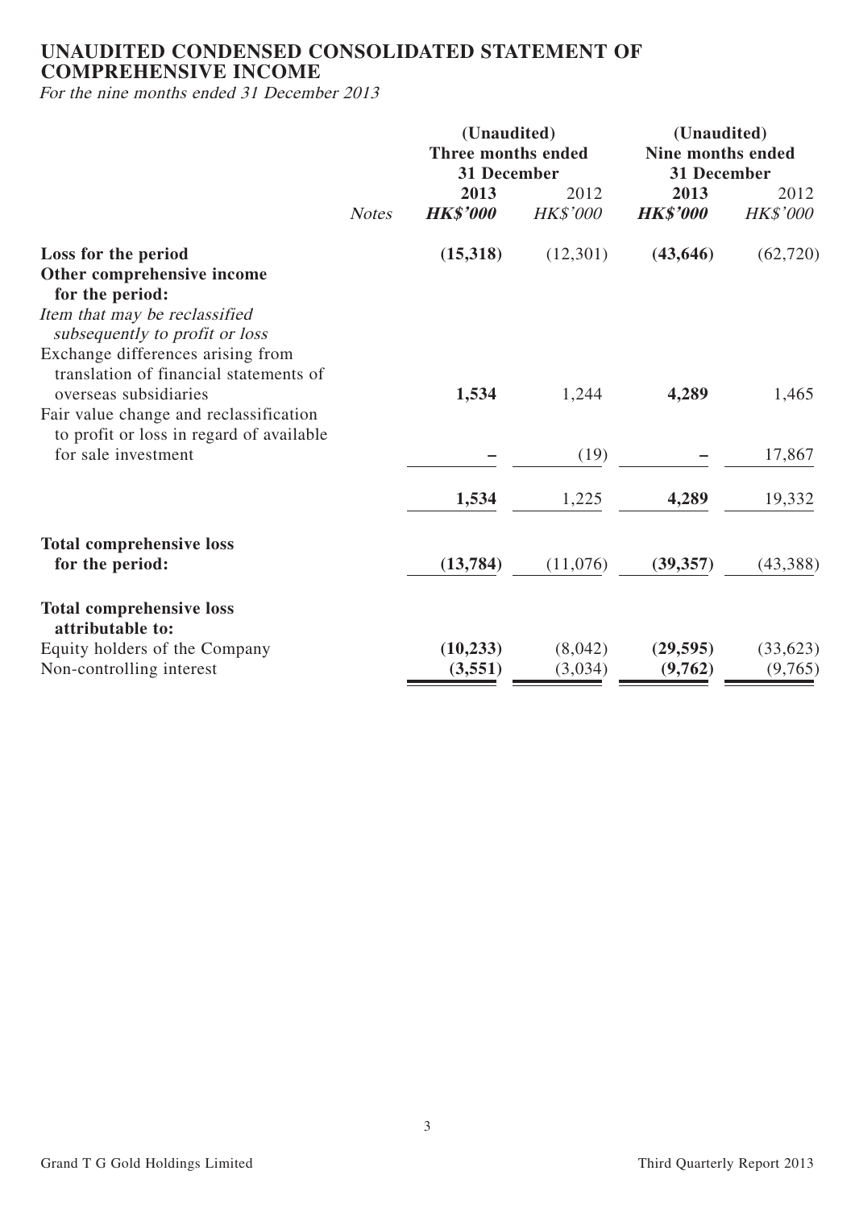# UNAUDITED CONDENSED CONSOLIDATED STATEMENT OF COMPREHENSIVE INCOME

*For the nine months ended 31 December 2013*

| | *Notes* | **(Unaudited) Three months ended 31 December** | | **(Unaudited) Nine months ended 31 December** | |
|---|---|---|---|---|---|
| | | **2013** | 2012 | **2013** | 2012 |
| | | ***HK$'000*** | *HK$'000* | ***HK$'000*** | *HK$'000* |
| **Loss for the period** | | **(15,318)** | (12,301) | **(43,646)** | (62,720) |
| **Other comprehensive income for the period:** | | | | | |
| *Item that may be reclassified subsequently to profit or loss* | | | | | |
| Exchange differences arising from translation of financial statements of overseas subsidiaries | | **1,534** | 1,244 | **4,289** | 1,465 |
| Fair value change and reclassification to profit or loss in regard of available for sale investment | | **–** | (19) | **–** | 17,867 |
| | | **1,534** | 1,225 | **4,289** | 19,332 |
| **Total comprehensive loss for the period:** | | **(13,784)** | (11,076) | **(39,357)** | (43,388) |
| **Total comprehensive loss attributable to:** | | | | | |
| Equity holders of the Company | | **(10,233)** | (8,042) | **(29,595)** | (33,623) |
| Non-controlling interest | | **(3,551)** | (3,034) | **(9,762)** | (9,765) |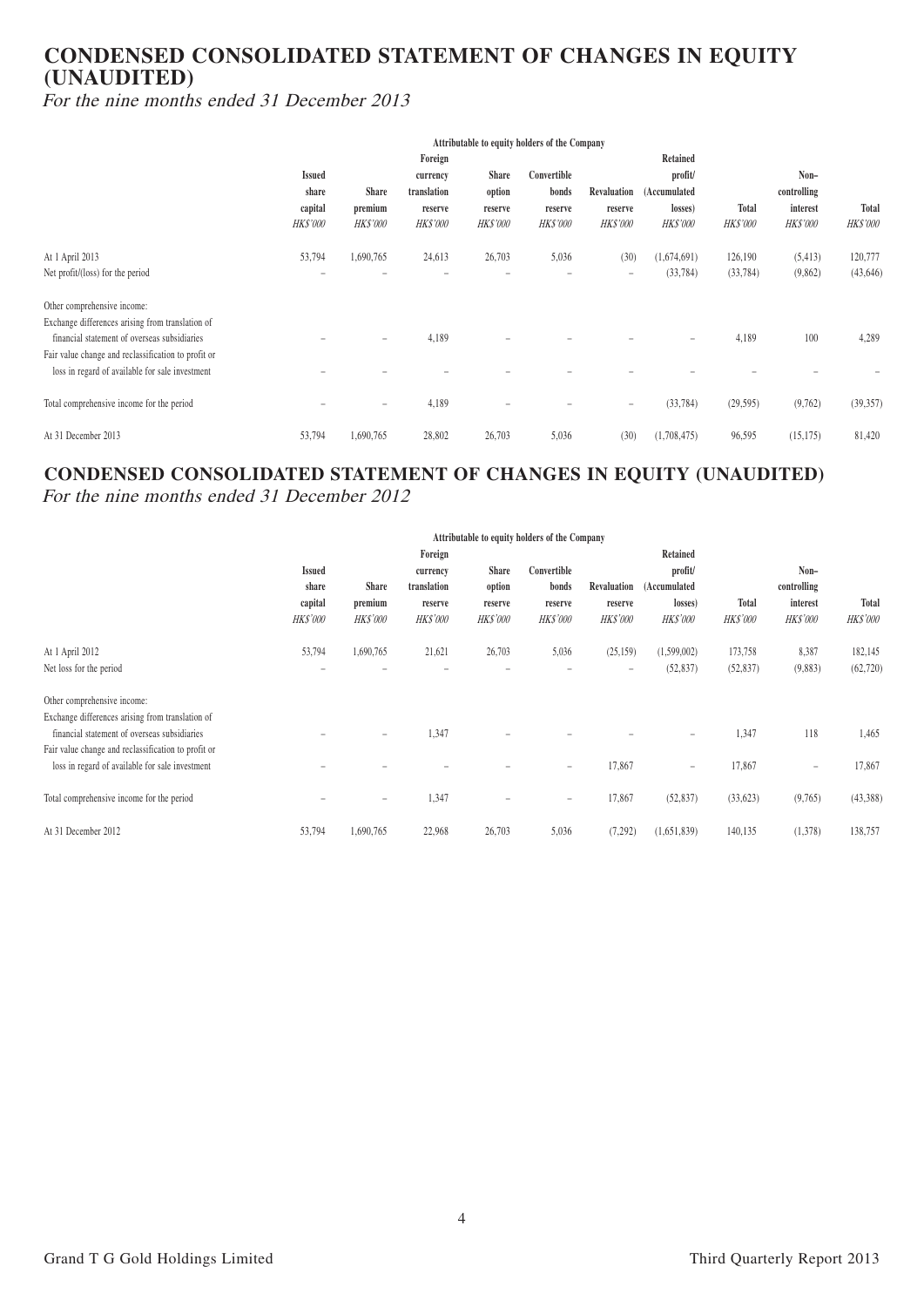# CONDENSED CONSOLIDATED STATEMENT OF CHANGES IN EQUITY (UNAUDITED)

*For the nine months ended 31 December 2013*

| | Attributable to equity holders of the Company | | | | | | | | | |
|---|---|---|---|---|---|---|---|---|---|---|
| | Issued share capital | Share premium | Foreign currency translation reserve | Share option reserve | Convertible bonds reserve | Revaluation reserve | Retained profit/ (Accumulated losses) | Total | Non–controlling interest | Total |
| | HK$'000 | HK$'000 | HK$'000 | HK$'000 | HK$'000 | HK$'000 | HK$'000 | HK$'000 | HK$'000 | HK$'000 |
| At 1 April 2013 | 53,794 | 1,690,765 | 24,613 | 26,703 | 5,036 | (30) | (1,674,691) | 126,190 | (5,413) | 120,777 |
| Net profit/(loss) for the period | – | – | – | – | – | – | (33,784) | (33,784) | (9,862) | (43,646) |
| Other comprehensive income: | | | | | | | | | | |
| Exchange differences arising from translation of financial statement of overseas subsidiaries | – | – | 4,189 | – | – | – | – | 4,189 | 100 | 4,289 |
| Fair value change and reclassification to profit or loss in regard of available for sale investment | – | – | – | – | – | – | – | – | – | – |
| Total comprehensive income for the period | – | – | 4,189 | – | – | – | (33,784) | (29,595) | (9,762) | (39,357) |
| At 31 December 2013 | 53,794 | 1,690,765 | 28,802 | 26,703 | 5,036 | (30) | (1,708,475) | 96,595 | (15,175) | 81,420 |

# CONDENSED CONSOLIDATED STATEMENT OF CHANGES IN EQUITY (UNAUDITED)

*For the nine months ended 31 December 2012*

| | Attributable to equity holders of the Company | | | | | | | | | |
|---|---|---|---|---|---|---|---|---|---|---|
| | Issued share capital | Share premium | Foreign currency translation reserve | Share option reserve | Convertible bonds reserve | Revaluation reserve | Retained profit/ (Accumulated losses) | Total | Non–controlling interest | Total |
| | HK$'000 | HK$'000 | HK$'000 | HK$'000 | HK$'000 | HK$'000 | HK$'000 | HK$'000 | HK$'000 | HK$'000 |
| At 1 April 2012 | 53,794 | 1,690,765 | 21,621 | 26,703 | 5,036 | (25,159) | (1,599,002) | 173,758 | 8,387 | 182,145 |
| Net loss for the period | – | – | – | – | – | – | (52,837) | (52,837) | (9,883) | (62,720) |
| Other comprehensive income: | | | | | | | | | | |
| Exchange differences arising from translation of financial statement of overseas subsidiaries | – | – | 1,347 | – | – | – | – | 1,347 | 118 | 1,465 |
| Fair value change and reclassification to profit or loss in regard of available for sale investment | – | – | – | – | – | 17,867 | – | 17,867 | – | 17,867 |
| Total comprehensive income for the period | – | – | 1,347 | – | – | 17,867 | (52,837) | (33,623) | (9,765) | (43,388) |
| At 31 December 2012 | 53,794 | 1,690,765 | 22,968 | 26,703 | 5,036 | (7,292) | (1,651,839) | 140,135 | (1,378) | 138,757 |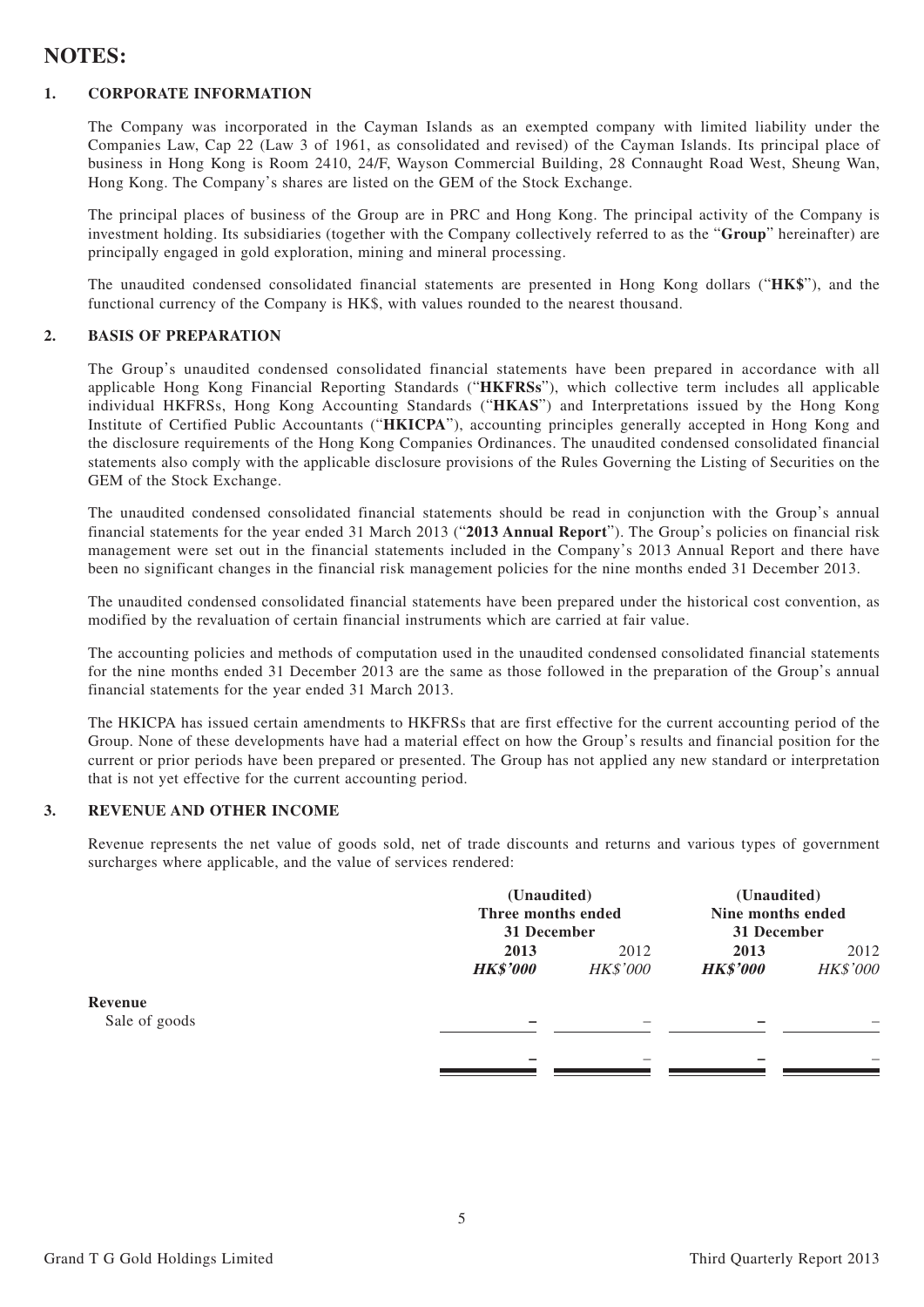# NOTES:

## 1. CORPORATE INFORMATION

The Company was incorporated in the Cayman Islands as an exempted company with limited liability under the Companies Law, Cap 22 (Law 3 of 1961, as consolidated and revised) of the Cayman Islands. Its principal place of business in Hong Kong is Room 2410, 24/F, Wayson Commercial Building, 28 Connaught Road West, Sheung Wan, Hong Kong. The Company's shares are listed on the GEM of the Stock Exchange.

The principal places of business of the Group are in PRC and Hong Kong. The principal activity of the Company is investment holding. Its subsidiaries (together with the Company collectively referred to as the "**Group**" hereinafter) are principally engaged in gold exploration, mining and mineral processing.

The unaudited condensed consolidated financial statements are presented in Hong Kong dollars ("**HK$**"), and the functional currency of the Company is HK$, with values rounded to the nearest thousand.

## 2. BASIS OF PREPARATION

The Group's unaudited condensed consolidated financial statements have been prepared in accordance with all applicable Hong Kong Financial Reporting Standards ("**HKFRSs**"), which collective term includes all applicable individual HKFRSs, Hong Kong Accounting Standards ("**HKAS**") and Interpretations issued by the Hong Kong Institute of Certified Public Accountants ("**HKICPA**"), accounting principles generally accepted in Hong Kong and the disclosure requirements of the Hong Kong Companies Ordinances. The unaudited condensed consolidated financial statements also comply with the applicable disclosure provisions of the Rules Governing the Listing of Securities on the GEM of the Stock Exchange.

The unaudited condensed consolidated financial statements should be read in conjunction with the Group's annual financial statements for the year ended 31 March 2013 ("**2013 Annual Report**"). The Group's policies on financial risk management were set out in the financial statements included in the Company's 2013 Annual Report and there have been no significant changes in the financial risk management policies for the nine months ended 31 December 2013.

The unaudited condensed consolidated financial statements have been prepared under the historical cost convention, as modified by the revaluation of certain financial instruments which are carried at fair value.

The accounting policies and methods of computation used in the unaudited condensed consolidated financial statements for the nine months ended 31 December 2013 are the same as those followed in the preparation of the Group's annual financial statements for the year ended 31 March 2013.

The HKICPA has issued certain amendments to HKFRSs that are first effective for the current accounting period of the Group. None of these developments have had a material effect on how the Group's results and financial position for the current or prior periods have been prepared or presented. The Group has not applied any new standard or interpretation that is not yet effective for the current accounting period.

## 3. REVENUE AND OTHER INCOME

Revenue represents the net value of goods sold, net of trade discounts and returns and various types of government surcharges where applicable, and the value of services rendered:

| | (Unaudited) Three months ended 31 December | | (Unaudited) Nine months ended 31 December | |
|---|---|---|---|---|
| | **2013** | 2012 | **2013** | 2012 |
| | ***HK$'000*** | *HK$'000* | ***HK$'000*** | *HK$'000* |
| **Revenue** | | | | |
| Sale of goods | **–** | – | **–** | – |
| | **–** | – | **–** | – |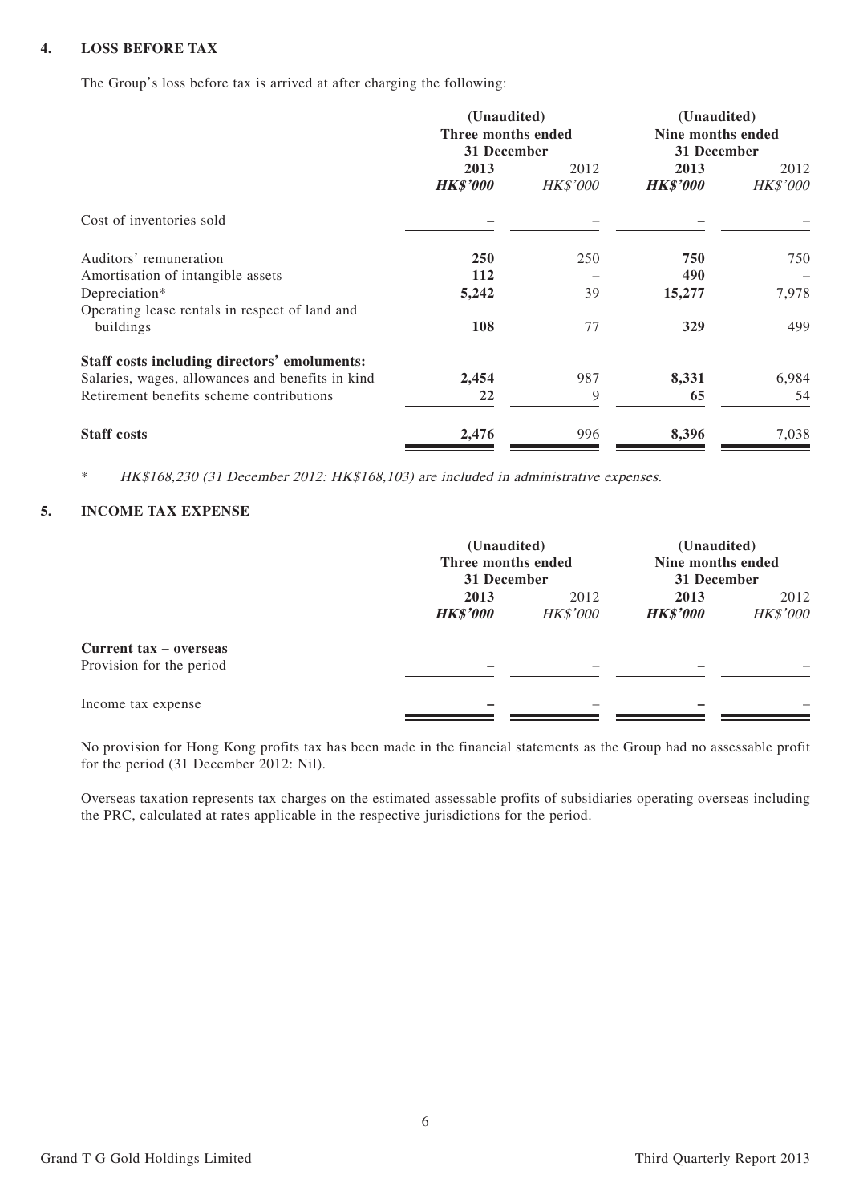## 4. LOSS BEFORE TAX

The Group's loss before tax is arrived at after charging the following:

| | (Unaudited) Three months ended 31 December | | (Unaudited) Nine months ended 31 December | |
|---|---|---|---|---|
| | **2013** | 2012 | **2013** | 2012 |
| | ***HK$'000*** | *HK$'000* | ***HK$'000*** | *HK$'000* |
| Cost of inventories sold | **–** | – | **–** | – |
| Auditors' remuneration | **250** | 250 | **750** | 750 |
| Amortisation of intangible assets | **112** | – | **490** | – |
| Depreciation* | **5,242** | 39 | **15,277** | 7,978 |
| Operating lease rentals in respect of land and buildings | **108** | 77 | **329** | 499 |
| **Staff costs including directors' emoluments:** | | | | |
| Salaries, wages, allowances and benefits in kind | **2,454** | 987 | **8,331** | 6,984 |
| Retirement benefits scheme contributions | **22** | 9 | **65** | 54 |
| **Staff costs** | **2,476** | 996 | **8,396** | 7,038 |

\* *HK$168,230 (31 December 2012: HK$168,103) are included in administrative expenses.*

## 5. INCOME TAX EXPENSE

| | (Unaudited) Three months ended 31 December | | (Unaudited) Nine months ended 31 December | |
|---|---|---|---|---|
| | **2013** | 2012 | **2013** | 2012 |
| | ***HK$'000*** | *HK$'000* | ***HK$'000*** | *HK$'000* |
| **Current tax – overseas** | | | | |
| Provision for the period | **–** | – | **–** | – |
| Income tax expense | **–** | – | **–** | – |

No provision for Hong Kong profits tax has been made in the financial statements as the Group had no assessable profit for the period (31 December 2012: Nil).

Overseas taxation represents tax charges on the estimated assessable profits of subsidiaries operating overseas including the PRC, calculated at rates applicable in the respective jurisdictions for the period.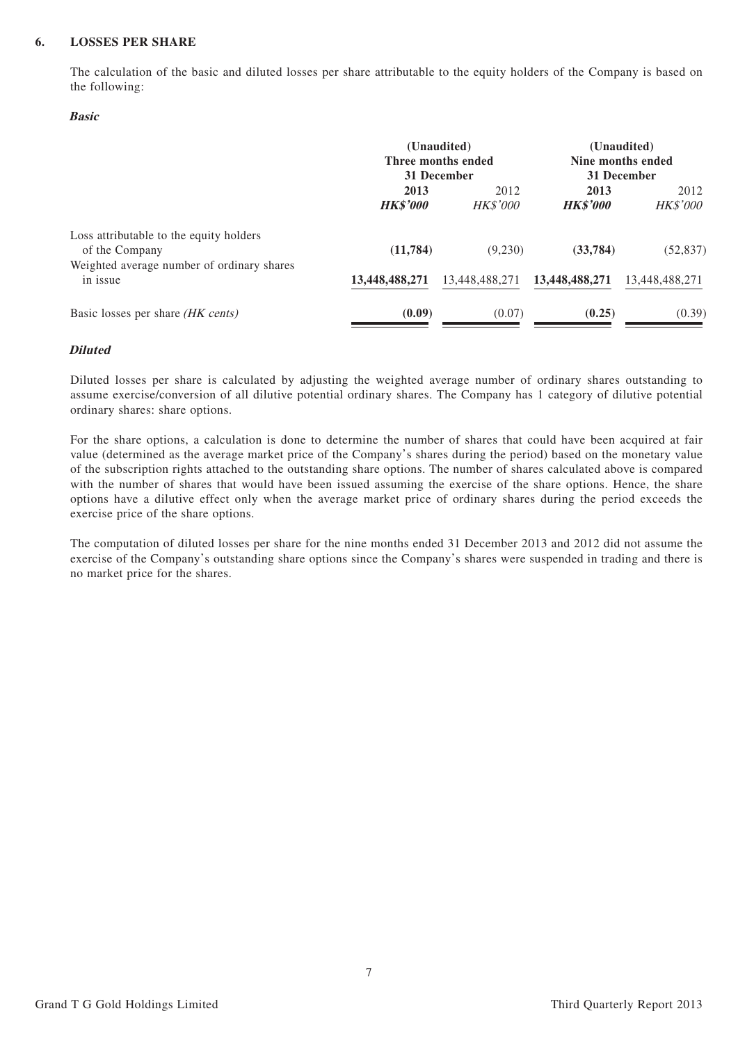## 6. LOSSES PER SHARE

The calculation of the basic and diluted losses per share attributable to the equity holders of the Company is based on the following:

***Basic***

| | (Unaudited) Three months ended 31 December | | (Unaudited) Nine months ended 31 December | |
|---|---|---|---|---|
| | **2013** | 2012 | **2013** | 2012 |
| | ***HK$'000*** | *HK$'000* | ***HK$'000*** | *HK$'000* |
| Loss attributable to the equity holders of the Company | **(11,784)** | (9,230) | **(33,784)** | (52,837) |
| Weighted average number of ordinary shares in issue | **13,448,488,271** | 13,448,488,271 | **13,448,488,271** | 13,448,488,271 |
| Basic losses per share *(HK cents)* | **(0.09)** | (0.07) | **(0.25)** | (0.39) |

***Diluted***

Diluted losses per share is calculated by adjusting the weighted average number of ordinary shares outstanding to assume exercise/conversion of all dilutive potential ordinary shares. The Company has 1 category of dilutive potential ordinary shares: share options.

For the share options, a calculation is done to determine the number of shares that could have been acquired at fair value (determined as the average market price of the Company's shares during the period) based on the monetary value of the subscription rights attached to the outstanding share options. The number of shares calculated above is compared with the number of shares that would have been issued assuming the exercise of the share options. Hence, the share options have a dilutive effect only when the average market price of ordinary shares during the period exceeds the exercise price of the share options.

The computation of diluted losses per share for the nine months ended 31 December 2013 and 2012 did not assume the exercise of the Company's outstanding share options since the Company's shares were suspended in trading and there is no market price for the shares.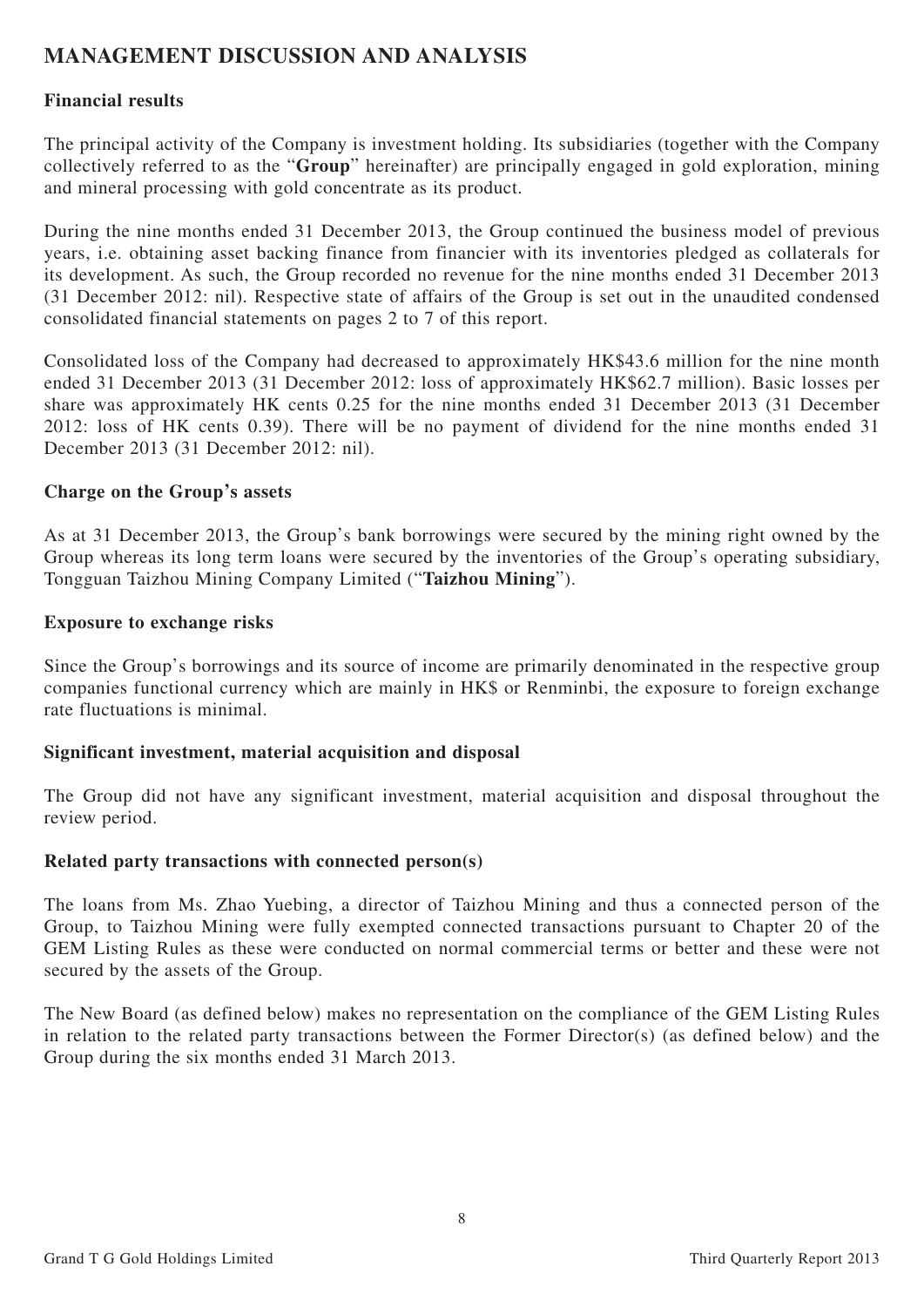# MANAGEMENT DISCUSSION AND ANALYSIS

### Financial results

The principal activity of the Company is investment holding. Its subsidiaries (together with the Company collectively referred to as the "**Group**" hereinafter) are principally engaged in gold exploration, mining and mineral processing with gold concentrate as its product.

During the nine months ended 31 December 2013, the Group continued the business model of previous years, i.e. obtaining asset backing finance from financier with its inventories pledged as collaterals for its development. As such, the Group recorded no revenue for the nine months ended 31 December 2013 (31 December 2012: nil). Respective state of affairs of the Group is set out in the unaudited condensed consolidated financial statements on pages 2 to 7 of this report.

Consolidated loss of the Company had decreased to approximately HK$43.6 million for the nine month ended 31 December 2013 (31 December 2012: loss of approximately HK$62.7 million). Basic losses per share was approximately HK cents 0.25 for the nine months ended 31 December 2013 (31 December 2012: loss of HK cents 0.39). There will be no payment of dividend for the nine months ended 31 December 2013 (31 December 2012: nil).

### Charge on the Group's assets

As at 31 December 2013, the Group's bank borrowings were secured by the mining right owned by the Group whereas its long term loans were secured by the inventories of the Group's operating subsidiary, Tongguan Taizhou Mining Company Limited ("**Taizhou Mining**").

### Exposure to exchange risks

Since the Group's borrowings and its source of income are primarily denominated in the respective group companies functional currency which are mainly in HK$ or Renminbi, the exposure to foreign exchange rate fluctuations is minimal.

### Significant investment, material acquisition and disposal

The Group did not have any significant investment, material acquisition and disposal throughout the review period.

### Related party transactions with connected person(s)

The loans from Ms. Zhao Yuebing, a director of Taizhou Mining and thus a connected person of the Group, to Taizhou Mining were fully exempted connected transactions pursuant to Chapter 20 of the GEM Listing Rules as these were conducted on normal commercial terms or better and these were not secured by the assets of the Group.

The New Board (as defined below) makes no representation on the compliance of the GEM Listing Rules in relation to the related party transactions between the Former Director(s) (as defined below) and the Group during the six months ended 31 March 2013.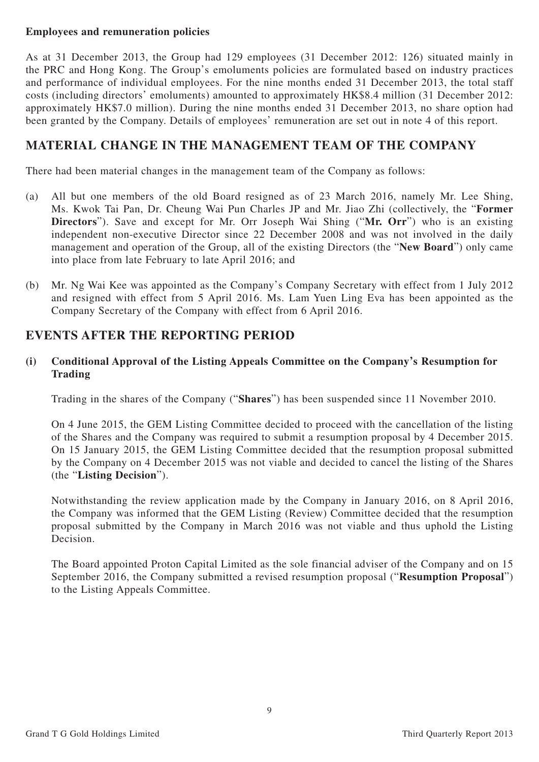**Employees and remuneration policies**

As at 31 December 2013, the Group had 129 employees (31 December 2012: 126) situated mainly in the PRC and Hong Kong. The Group's emoluments policies are formulated based on industry practices and performance of individual employees. For the nine months ended 31 December 2013, the total staff costs (including directors' emoluments) amounted to approximately HK$8.4 million (31 December 2012: approximately HK$7.0 million). During the nine months ended 31 December 2013, no share option had been granted by the Company. Details of employees' remuneration are set out in note 4 of this report.

## MATERIAL CHANGE IN THE MANAGEMENT TEAM OF THE COMPANY

There had been material changes in the management team of the Company as follows:

(a) All but one members of the old Board resigned as of 23 March 2016, namely Mr. Lee Shing, Ms. Kwok Tai Pan, Dr. Cheung Wai Pun Charles JP and Mr. Jiao Zhi (collectively, the "**Former Directors**"). Save and except for Mr. Orr Joseph Wai Shing ("**Mr. Orr**") who is an existing independent non-executive Director since 22 December 2008 and was not involved in the daily management and operation of the Group, all of the existing Directors (the "**New Board**") only came into place from late February to late April 2016; and

(b) Mr. Ng Wai Kee was appointed as the Company's Company Secretary with effect from 1 July 2012 and resigned with effect from 5 April 2016. Ms. Lam Yuen Ling Eva has been appointed as the Company Secretary of the Company with effect from 6 April 2016.

## EVENTS AFTER THE REPORTING PERIOD

### (i) Conditional Approval of the Listing Appeals Committee on the Company's Resumption for Trading

Trading in the shares of the Company ("**Shares**") has been suspended since 11 November 2010.

On 4 June 2015, the GEM Listing Committee decided to proceed with the cancellation of the listing of the Shares and the Company was required to submit a resumption proposal by 4 December 2015. On 15 January 2015, the GEM Listing Committee decided that the resumption proposal submitted by the Company on 4 December 2015 was not viable and decided to cancel the listing of the Shares (the "**Listing Decision**").

Notwithstanding the review application made by the Company in January 2016, on 8 April 2016, the Company was informed that the GEM Listing (Review) Committee decided that the resumption proposal submitted by the Company in March 2016 was not viable and thus uphold the Listing Decision.

The Board appointed Proton Capital Limited as the sole financial adviser of the Company and on 15 September 2016, the Company submitted a revised resumption proposal ("**Resumption Proposal**") to the Listing Appeals Committee.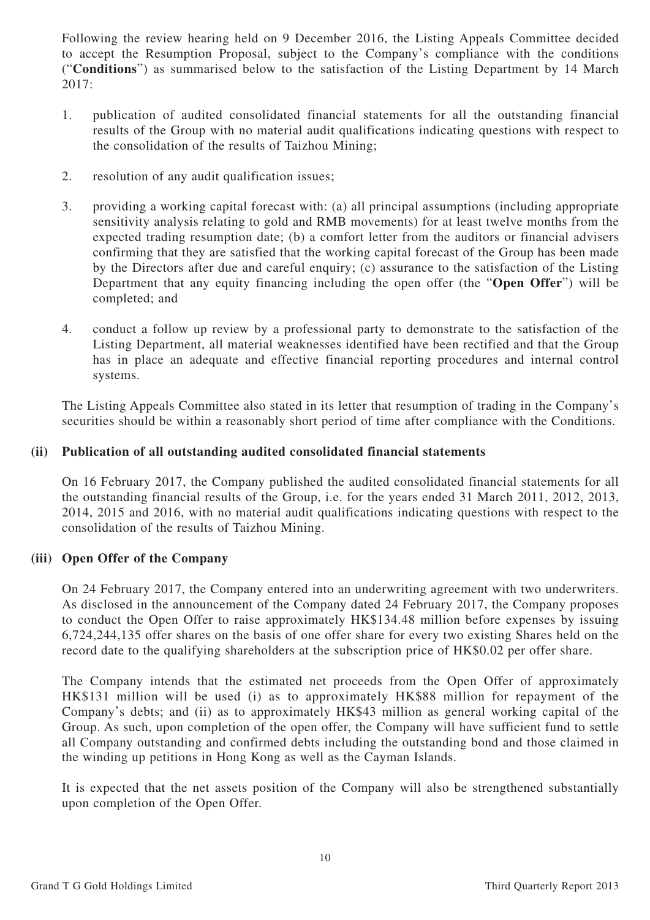Following the review hearing held on 9 December 2016, the Listing Appeals Committee decided to accept the Resumption Proposal, subject to the Company's compliance with the conditions ("**Conditions**") as summarised below to the satisfaction of the Listing Department by 14 March 2017:

1. publication of audited consolidated financial statements for all the outstanding financial results of the Group with no material audit qualifications indicating questions with respect to the consolidation of the results of Taizhou Mining;
2. resolution of any audit qualification issues;
3. providing a working capital forecast with: (a) all principal assumptions (including appropriate sensitivity analysis relating to gold and RMB movements) for at least twelve months from the expected trading resumption date; (b) a comfort letter from the auditors or financial advisers confirming that they are satisfied that the working capital forecast of the Group has been made by the Directors after due and careful enquiry; (c) assurance to the satisfaction of the Listing Department that any equity financing including the open offer (the "**Open Offer**") will be completed; and
4. conduct a follow up review by a professional party to demonstrate to the satisfaction of the Listing Department, all material weaknesses identified have been rectified and that the Group has in place an adequate and effective financial reporting procedures and internal control systems.

The Listing Appeals Committee also stated in its letter that resumption of trading in the Company's securities should be within a reasonably short period of time after compliance with the Conditions.

### (ii) Publication of all outstanding audited consolidated financial statements

On 16 February 2017, the Company published the audited consolidated financial statements for all the outstanding financial results of the Group, i.e. for the years ended 31 March 2011, 2012, 2013, 2014, 2015 and 2016, with no material audit qualifications indicating questions with respect to the consolidation of the results of Taizhou Mining.

### (iii) Open Offer of the Company

On 24 February 2017, the Company entered into an underwriting agreement with two underwriters. As disclosed in the announcement of the Company dated 24 February 2017, the Company proposes to conduct the Open Offer to raise approximately HK$134.48 million before expenses by issuing 6,724,244,135 offer shares on the basis of one offer share for every two existing Shares held on the record date to the qualifying shareholders at the subscription price of HK$0.02 per offer share.

The Company intends that the estimated net proceeds from the Open Offer of approximately HK$131 million will be used (i) as to approximately HK$88 million for repayment of the Company's debts; and (ii) as to approximately HK$43 million as general working capital of the Group. As such, upon completion of the open offer, the Company will have sufficient fund to settle all Company outstanding and confirmed debts including the outstanding bond and those claimed in the winding up petitions in Hong Kong as well as the Cayman Islands.

It is expected that the net assets position of the Company will also be strengthened substantially upon completion of the Open Offer.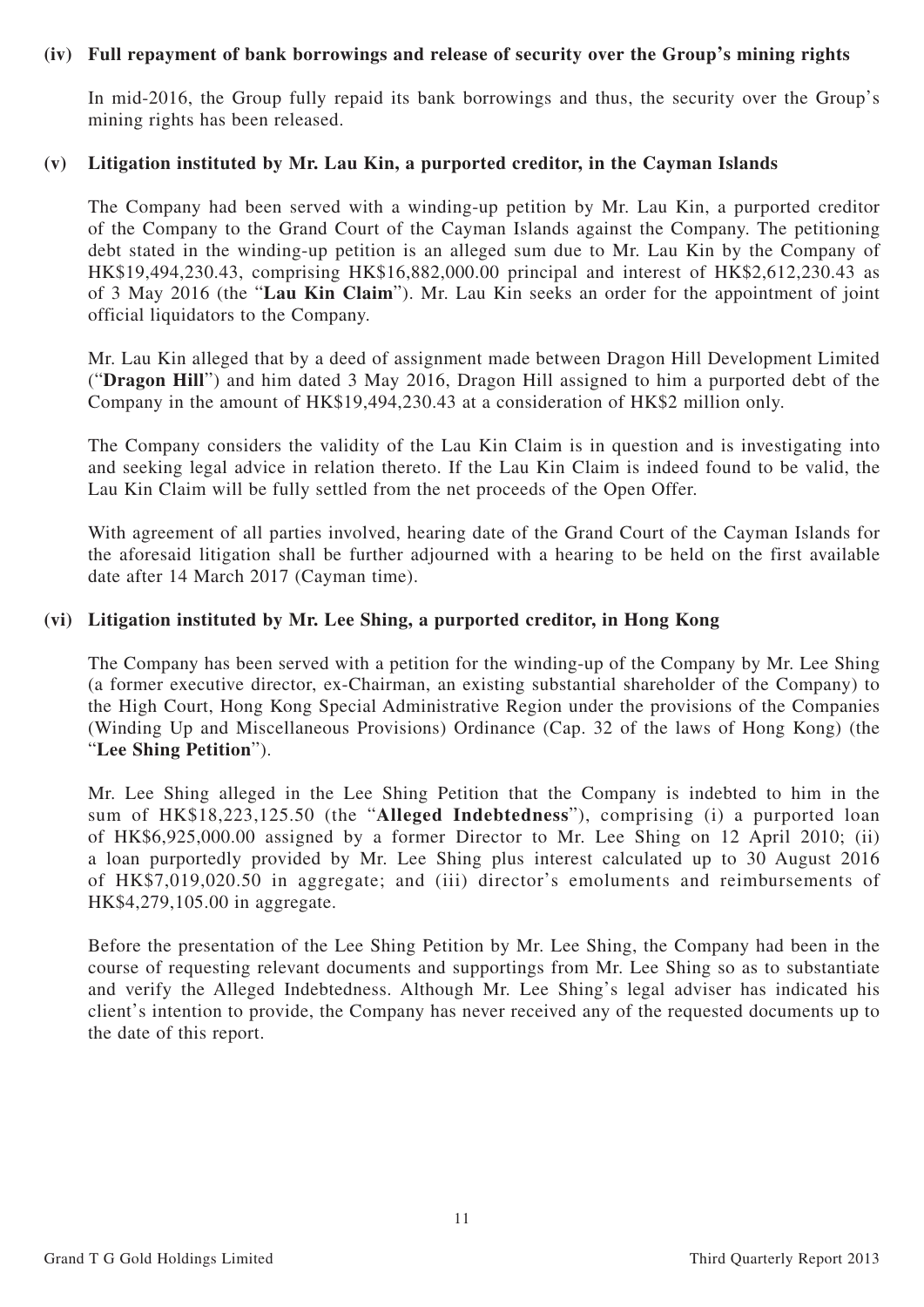**(iv) Full repayment of bank borrowings and release of security over the Group's mining rights**

In mid-2016, the Group fully repaid its bank borrowings and thus, the security over the Group's mining rights has been released.

**(v) Litigation instituted by Mr. Lau Kin, a purported creditor, in the Cayman Islands**

The Company had been served with a winding-up petition by Mr. Lau Kin, a purported creditor of the Company to the Grand Court of the Cayman Islands against the Company. The petitioning debt stated in the winding-up petition is an alleged sum due to Mr. Lau Kin by the Company of HK$19,494,230.43, comprising HK$16,882,000.00 principal and interest of HK$2,612,230.43 as of 3 May 2016 (the "**Lau Kin Claim**"). Mr. Lau Kin seeks an order for the appointment of joint official liquidators to the Company.

Mr. Lau Kin alleged that by a deed of assignment made between Dragon Hill Development Limited ("**Dragon Hill**") and him dated 3 May 2016, Dragon Hill assigned to him a purported debt of the Company in the amount of HK$19,494,230.43 at a consideration of HK$2 million only.

The Company considers the validity of the Lau Kin Claim is in question and is investigating into and seeking legal advice in relation thereto. If the Lau Kin Claim is indeed found to be valid, the Lau Kin Claim will be fully settled from the net proceeds of the Open Offer.

With agreement of all parties involved, hearing date of the Grand Court of the Cayman Islands for the aforesaid litigation shall be further adjourned with a hearing to be held on the first available date after 14 March 2017 (Cayman time).

**(vi) Litigation instituted by Mr. Lee Shing, a purported creditor, in Hong Kong**

The Company has been served with a petition for the winding-up of the Company by Mr. Lee Shing (a former executive director, ex-Chairman, an existing substantial shareholder of the Company) to the High Court, Hong Kong Special Administrative Region under the provisions of the Companies (Winding Up and Miscellaneous Provisions) Ordinance (Cap. 32 of the laws of Hong Kong) (the "**Lee Shing Petition**").

Mr. Lee Shing alleged in the Lee Shing Petition that the Company is indebted to him in the sum of HK$18,223,125.50 (the "**Alleged Indebtedness**"), comprising (i) a purported loan of HK$6,925,000.00 assigned by a former Director to Mr. Lee Shing on 12 April 2010; (ii) a loan purportedly provided by Mr. Lee Shing plus interest calculated up to 30 August 2016 of HK$7,019,020.50 in aggregate; and (iii) director's emoluments and reimbursements of HK$4,279,105.00 in aggregate.

Before the presentation of the Lee Shing Petition by Mr. Lee Shing, the Company had been in the course of requesting relevant documents and supportings from Mr. Lee Shing so as to substantiate and verify the Alleged Indebtedness. Although Mr. Lee Shing's legal adviser has indicated his client's intention to provide, the Company has never received any of the requested documents up to the date of this report.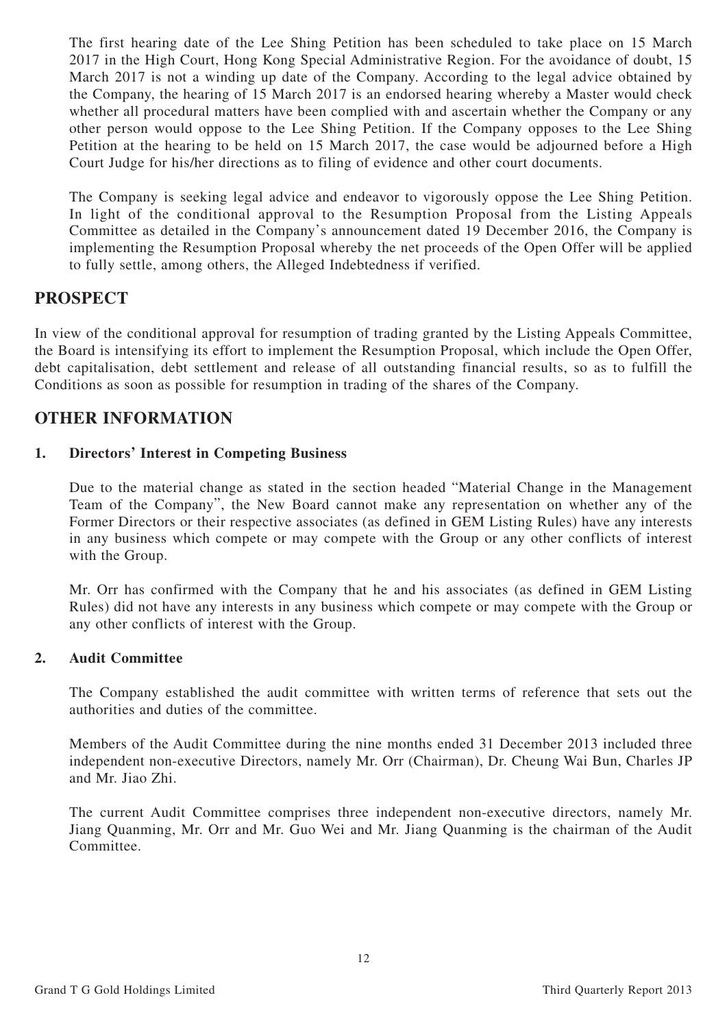The first hearing date of the Lee Shing Petition has been scheduled to take place on 15 March 2017 in the High Court, Hong Kong Special Administrative Region. For the avoidance of doubt, 15 March 2017 is not a winding up date of the Company. According to the legal advice obtained by the Company, the hearing of 15 March 2017 is an endorsed hearing whereby a Master would check whether all procedural matters have been complied with and ascertain whether the Company or any other person would oppose to the Lee Shing Petition. If the Company opposes to the Lee Shing Petition at the hearing to be held on 15 March 2017, the case would be adjourned before a High Court Judge for his/her directions as to filing of evidence and other court documents.

The Company is seeking legal advice and endeavor to vigorously oppose the Lee Shing Petition. In light of the conditional approval to the Resumption Proposal from the Listing Appeals Committee as detailed in the Company's announcement dated 19 December 2016, the Company is implementing the Resumption Proposal whereby the net proceeds of the Open Offer will be applied to fully settle, among others, the Alleged Indebtedness if verified.

## PROSPECT

In view of the conditional approval for resumption of trading granted by the Listing Appeals Committee, the Board is intensifying its effort to implement the Resumption Proposal, which include the Open Offer, debt capitalisation, debt settlement and release of all outstanding financial results, so as to fulfill the Conditions as soon as possible for resumption in trading of the shares of the Company.

## OTHER INFORMATION

### 1. Directors' Interest in Competing Business

Due to the material change as stated in the section headed "Material Change in the Management Team of the Company", the New Board cannot make any representation on whether any of the Former Directors or their respective associates (as defined in GEM Listing Rules) have any interests in any business which compete or may compete with the Group or any other conflicts of interest with the Group.

Mr. Orr has confirmed with the Company that he and his associates (as defined in GEM Listing Rules) did not have any interests in any business which compete or may compete with the Group or any other conflicts of interest with the Group.

### 2. Audit Committee

The Company established the audit committee with written terms of reference that sets out the authorities and duties of the committee.

Members of the Audit Committee during the nine months ended 31 December 2013 included three independent non-executive Directors, namely Mr. Orr (Chairman), Dr. Cheung Wai Bun, Charles JP and Mr. Jiao Zhi.

The current Audit Committee comprises three independent non-executive directors, namely Mr. Jiang Quanming, Mr. Orr and Mr. Guo Wei and Mr. Jiang Quanming is the chairman of the Audit Committee.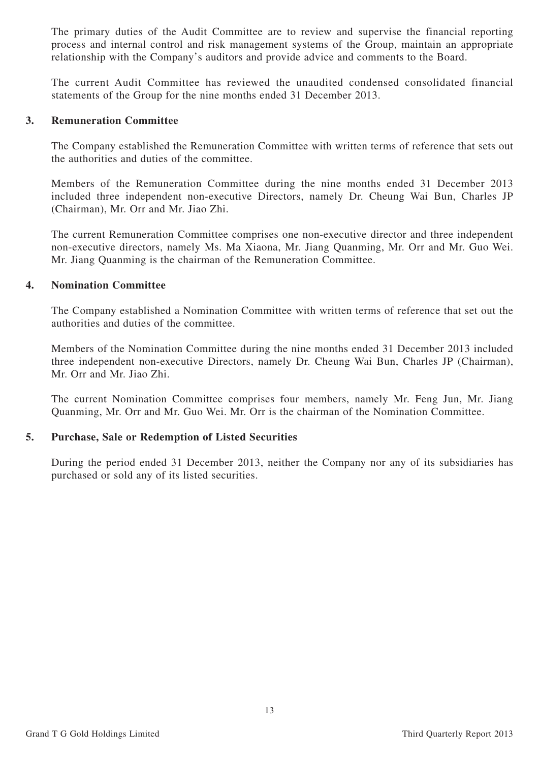The primary duties of the Audit Committee are to review and supervise the financial reporting process and internal control and risk management systems of the Group, maintain an appropriate relationship with the Company's auditors and provide advice and comments to the Board.

The current Audit Committee has reviewed the unaudited condensed consolidated financial statements of the Group for the nine months ended 31 December 2013.

## 3. Remuneration Committee

The Company established the Remuneration Committee with written terms of reference that sets out the authorities and duties of the committee.

Members of the Remuneration Committee during the nine months ended 31 December 2013 included three independent non-executive Directors, namely Dr. Cheung Wai Bun, Charles JP (Chairman), Mr. Orr and Mr. Jiao Zhi.

The current Remuneration Committee comprises one non-executive director and three independent non-executive directors, namely Ms. Ma Xiaona, Mr. Jiang Quanming, Mr. Orr and Mr. Guo Wei. Mr. Jiang Quanming is the chairman of the Remuneration Committee.

## 4. Nomination Committee

The Company established a Nomination Committee with written terms of reference that set out the authorities and duties of the committee.

Members of the Nomination Committee during the nine months ended 31 December 2013 included three independent non-executive Directors, namely Dr. Cheung Wai Bun, Charles JP (Chairman), Mr. Orr and Mr. Jiao Zhi.

The current Nomination Committee comprises four members, namely Mr. Feng Jun, Mr. Jiang Quanming, Mr. Orr and Mr. Guo Wei. Mr. Orr is the chairman of the Nomination Committee.

## 5. Purchase, Sale or Redemption of Listed Securities

During the period ended 31 December 2013, neither the Company nor any of its subsidiaries has purchased or sold any of its listed securities.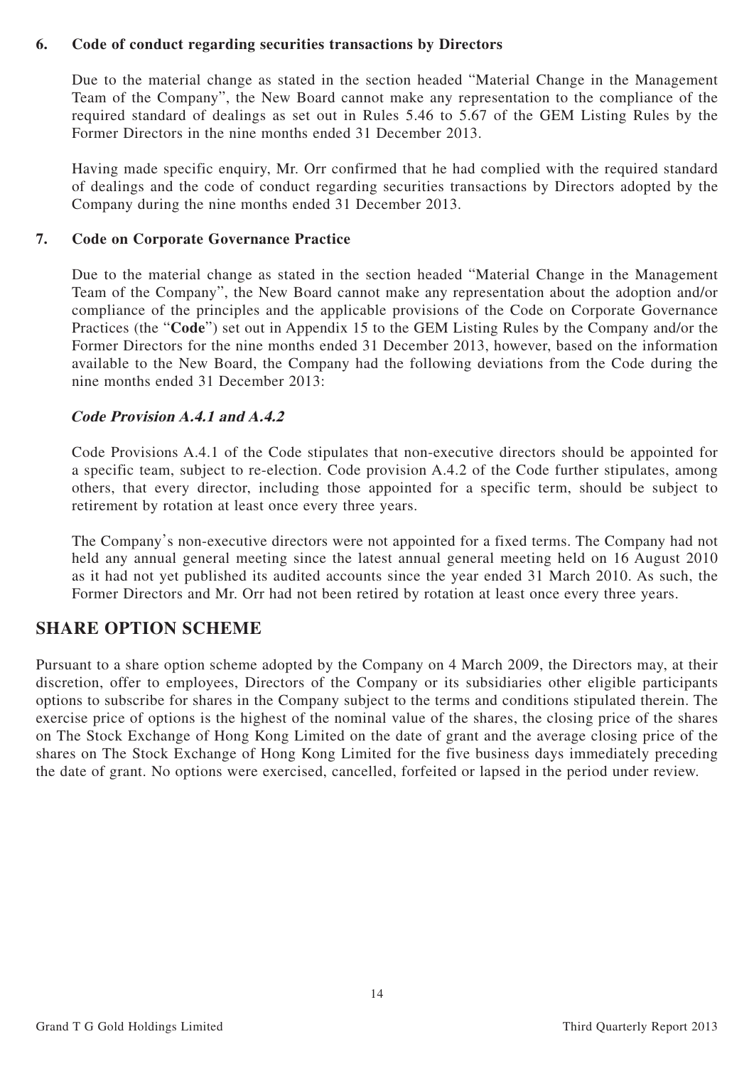### 6. Code of conduct regarding securities transactions by Directors

Due to the material change as stated in the section headed "Material Change in the Management Team of the Company", the New Board cannot make any representation to the compliance of the required standard of dealings as set out in Rules 5.46 to 5.67 of the GEM Listing Rules by the Former Directors in the nine months ended 31 December 2013.

Having made specific enquiry, Mr. Orr confirmed that he had complied with the required standard of dealings and the code of conduct regarding securities transactions by Directors adopted by the Company during the nine months ended 31 December 2013.

### 7. Code on Corporate Governance Practice

Due to the material change as stated in the section headed "Material Change in the Management Team of the Company", the New Board cannot make any representation about the adoption and/or compliance of the principles and the applicable provisions of the Code on Corporate Governance Practices (the "**Code**") set out in Appendix 15 to the GEM Listing Rules by the Company and/or the Former Directors for the nine months ended 31 December 2013, however, based on the information available to the New Board, the Company had the following deviations from the Code during the nine months ended 31 December 2013:

***Code Provision A.4.1 and A.4.2***

Code Provisions A.4.1 of the Code stipulates that non-executive directors should be appointed for a specific team, subject to re-election. Code provision A.4.2 of the Code further stipulates, among others, that every director, including those appointed for a specific term, should be subject to retirement by rotation at least once every three years.

The Company's non-executive directors were not appointed for a fixed terms. The Company had not held any annual general meeting since the latest annual general meeting held on 16 August 2010 as it had not yet published its audited accounts since the year ended 31 March 2010. As such, the Former Directors and Mr. Orr had not been retired by rotation at least once every three years.

## SHARE OPTION SCHEME

Pursuant to a share option scheme adopted by the Company on 4 March 2009, the Directors may, at their discretion, offer to employees, Directors of the Company or its subsidiaries other eligible participants options to subscribe for shares in the Company subject to the terms and conditions stipulated therein. The exercise price of options is the highest of the nominal value of the shares, the closing price of the shares on The Stock Exchange of Hong Kong Limited on the date of grant and the average closing price of the shares on The Stock Exchange of Hong Kong Limited for the five business days immediately preceding the date of grant. No options were exercised, cancelled, forfeited or lapsed in the period under review.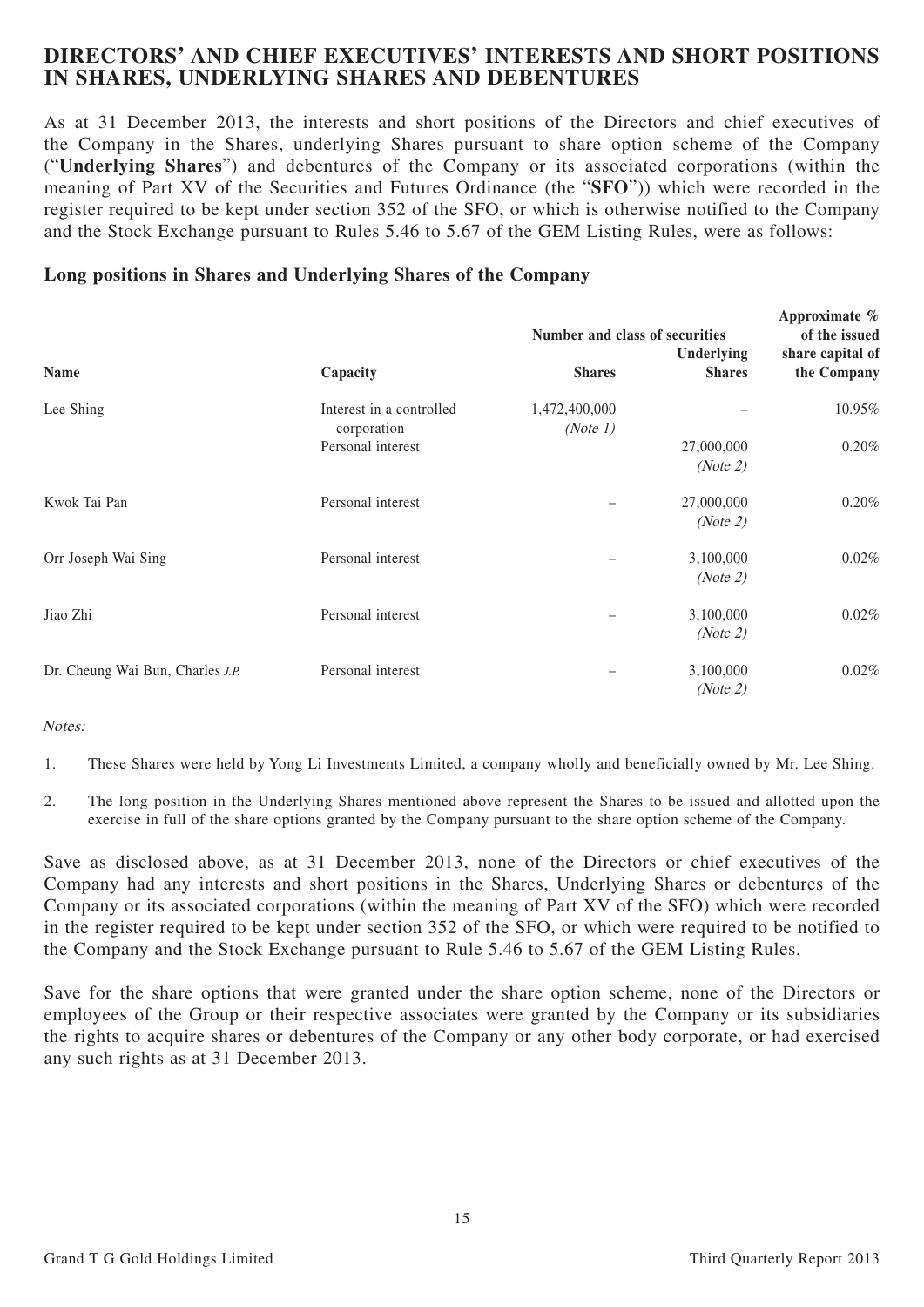## DIRECTORS' AND CHIEF EXECUTIVES' INTERESTS AND SHORT POSITIONS IN SHARES, UNDERLYING SHARES AND DEBENTURES

As at 31 December 2013, the interests and short positions of the Directors and chief executives of the Company in the Shares, underlying Shares pursuant to share option scheme of the Company ("**Underlying Shares**") and debentures of the Company or its associated corporations (within the meaning of Part XV of the Securities and Futures Ordinance (the "**SFO**")) which were recorded in the register required to be kept under section 352 of the SFO, or which is otherwise notified to the Company and the Stock Exchange pursuant to Rules 5.46 to 5.67 of the GEM Listing Rules, were as follows:

### Long positions in Shares and Underlying Shares of the Company

| Name | Capacity | Number and class of securities | | Approximate % of the issued share capital of the Company |
|---|---|---|---|---|
| | | Shares | Underlying Shares | |
| Lee Shing | Interest in a controlled corporation | 1,472,400,000 *(Note 1)* | – | 10.95% |
| | Personal interest | | 27,000,000 *(Note 2)* | 0.20% |
| Kwok Tai Pan | Personal interest | – | 27,000,000 *(Note 2)* | 0.20% |
| Orr Joseph Wai Sing | Personal interest | – | 3,100,000 *(Note 2)* | 0.02% |
| Jiao Zhi | Personal interest | – | 3,100,000 *(Note 2)* | 0.02% |
| Dr. Cheung Wai Bun, Charles *J.P.* | Personal interest | – | 3,100,000 *(Note 2)* | 0.02% |

*Notes:*

1. These Shares were held by Yong Li Investments Limited, a company wholly and beneficially owned by Mr. Lee Shing.
2. The long position in the Underlying Shares mentioned above represent the Shares to be issued and allotted upon the exercise in full of the share options granted by the Company pursuant to the share option scheme of the Company.

Save as disclosed above, as at 31 December 2013, none of the Directors or chief executives of the Company had any interests and short positions in the Shares, Underlying Shares or debentures of the Company or its associated corporations (within the meaning of Part XV of the SFO) which were recorded in the register required to be kept under section 352 of the SFO, or which were required to be notified to the Company and the Stock Exchange pursuant to Rule 5.46 to 5.67 of the GEM Listing Rules.

Save for the share options that were granted under the share option scheme, none of the Directors or employees of the Group or their respective associates were granted by the Company or its subsidiaries the rights to acquire shares or debentures of the Company or any other body corporate, or had exercised any such rights as at 31 December 2013.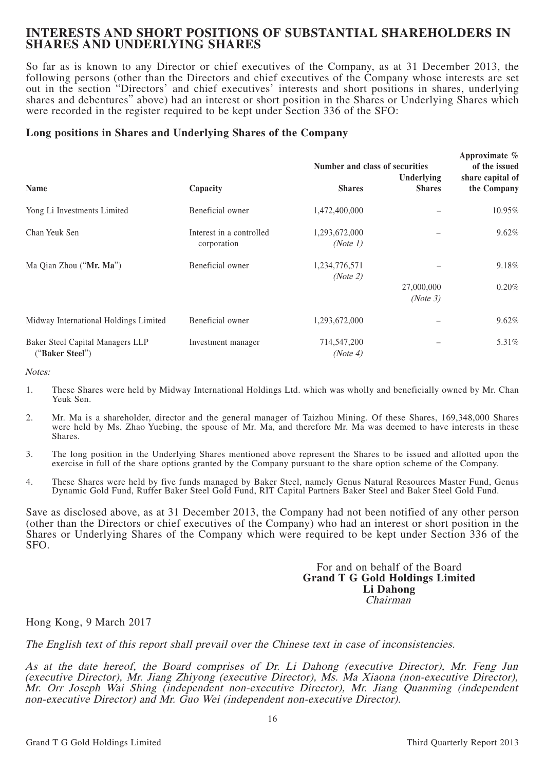## INTERESTS AND SHORT POSITIONS OF SUBSTANTIAL SHAREHOLDERS IN SHARES AND UNDERLYING SHARES

So far as is known to any Director or chief executives of the Company, as at 31 December 2013, the following persons (other than the Directors and chief executives of the Company whose interests are set out in the section "Directors' and chief executives' interests and short positions in shares, underlying shares and debentures" above) had an interest or short position in the Shares or Underlying Shares which were recorded in the register required to be kept under Section 336 of the SFO:

### Long positions in Shares and Underlying Shares of the Company

| Name | Capacity | Number and class of securities | | Approximate % of the issued share capital of the Company |
|---|---|---|---|---|
| | | Shares | Underlying Shares | |
| Yong Li Investments Limited | Beneficial owner | 1,472,400,000 | – | 10.95% |
| Chan Yeuk Sen | Interest in a controlled corporation | 1,293,672,000 (Note 1) | – | 9.62% |
| Ma Qian Zhou ("**Mr. Ma**") | Beneficial owner | 1,234,776,571 (Note 2) | – | 9.18% |
| | | | 27,000,000 (Note 3) | 0.20% |
| Midway International Holdings Limited | Beneficial owner | 1,293,672,000 | – | 9.62% |
| Baker Steel Capital Managers LLP ("**Baker Steel**") | Investment manager | 714,547,200 (Note 4) | – | 5.31% |

*Notes:*

1. These Shares were held by Midway International Holdings Ltd. which was wholly and beneficially owned by Mr. Chan Yeuk Sen.
2. Mr. Ma is a shareholder, director and the general manager of Taizhou Mining. Of these Shares, 169,348,000 Shares were held by Ms. Zhao Yuebing, the spouse of Mr. Ma, and therefore Mr. Ma was deemed to have interests in these Shares.
3. The long position in the Underlying Shares mentioned above represent the Shares to be issued and allotted upon the exercise in full of the share options granted by the Company pursuant to the share option scheme of the Company.
4. These Shares were held by five funds managed by Baker Steel, namely Genus Natural Resources Master Fund, Genus Dynamic Gold Fund, Ruffer Baker Steel Gold Fund, RIT Capital Partners Baker Steel and Baker Steel Gold Fund.

Save as disclosed above, as at 31 December 2013, the Company had not been notified of any other person (other than the Directors or chief executives of the Company) who had an interest or short position in the Shares or Underlying Shares of the Company which were required to be kept under Section 336 of the SFO.

For and on behalf of the Board
**Grand T G Gold Holdings Limited**
**Li Dahong**
*Chairman*

Hong Kong, 9 March 2017

*The English text of this report shall prevail over the Chinese text in case of inconsistencies.*

*As at the date hereof, the Board comprises of Dr. Li Dahong (executive Director), Mr. Feng Jun (executive Director), Mr. Jiang Zhiyong (executive Director), Ms. Ma Xiaona (non-executive Director), Mr. Orr Joseph Wai Shing (independent non-executive Director), Mr. Jiang Quanming (independent non-executive Director) and Mr. Guo Wei (independent non-executive Director).*